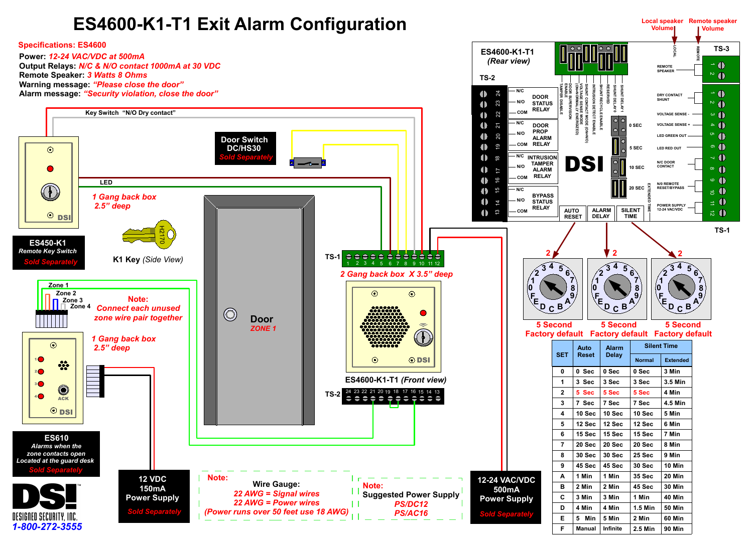# ES4600-K1-T1 Exit Alarm Configuration

**Specifications: ES4600**

**Power:** *12-24 VAC/VDC at 500mA*
**Output Relays:** *N/C & N/O contact 1000mA at 30 VDC*
**Remote Speaker:** *3 Watts 8 Ohms*
**Warning message:** *"Please close the door"*
**Alarm message:** *"Security violation, close the door"*

Key Switch "N/O Dry contact"

LED

Door Switch DC/HS30 *Sold Separately*

*1 Gang back box 2.5" deep*

K1 Key *(Side View)*

**ES450-K1**
*Remote Key Switch*
*Sold Separately*

Zone 1
Zone 2
Zone 3
Zone 4

**Note:** *Connect each unused zone wire pair together*

*1 Gang back box 2.5" deep*

**Door**
*ZONE 1*

TS-1

*2 Gang back box X 3.5" deep*

**ES4600-K1-T1** *(Front view)*

TS-2

**ES610**
*Alarms when the zone contacts open Located at the guard desk*
*Sold Separately*

**12 VDC 150mA Power Supply**
*Sold Separately*

**Note:**
Wire Gauge:
*22 AWG = Signal wires*
*22 AWG = Power wires*
*(Power runs over 50 feet use 18 AWG)*

**Note:**
Suggested Power Supply
*PS/DC12*
*PS/AC16*

**12-24 VAC/VDC 500mA Power Supply**
*Sold Separately*

DESIGNED SECURITY, INC.
*1-800-272-3555*

**ES4600-K1-T1** *(Rear view)*

Local speaker Volume — Remote speaker Volume

TS-2: 24 N/C, 23 N/O, 22 COM — DOOR STATUS RELAY; 21 N/C, 20 N/O, 19 COM — DOOR PROP ALARM RELAY; 18 N/C, 17 N/O, 16 COM — INTRUSION TAMPER ALARM RELAY; 15 N/C, 14 N/O, 13 COM — BYPASS STATUS RELAY

DIP switches: TAMPER DISABLE; ENABLE DOOR SUPERVISION; VOLTAGE SENSE MODE (OPEN=ENERGIZED); SHUNT CONTACT MODE (ON=N/O); INTRUSION DETECT ENABLE; SHUNT RECYCLE ENABLE; RESERVED; SHUNT DELAY 0; SHUNT DELAY 1

Shunt delay: 0 SEC, 5 SEC, 10 SEC, 20 SEC; EXTENDED TIME

AUTO RESET — ALARM DELAY — SILENT TIME

TS-3: 1, 2 — REMOTE SPEAKER

TS-1: 1, 2 — DRY CONTACT SHUNT; 3 — VOLTAGE SENSE -; 4 — VOLTAGE SENSE +; 5 — LED GREEN OUT; 6 — LED RED OUT; 7, 8 — N/C DOOR CONTACT; 9, 10 — N/O REMOTE RESET/BYPASS; 11, 12 — POWER SUPPLY 12-24 VAC/VDC

2 — 5 Second Factory default | 2 — 5 Second Factory default | 2 — 5 Second Factory default

| SET | Auto Reset | Alarm Delay | Silent Time | |
|---|---|---|---|---|
| | | | Normal | Extended |
| 0 | 0 Sec | 0 Sec | 0 Sec | 3 Min |
| 1 | 3 Sec | 3 Sec | 3 Sec | 3.5 Min |
| 2 | 5 Sec | 5 Sec | 5 Sec | 4 Min |
| 3 | 7 Sec | 7 Sec | 7 Sec | 4.5 Min |
| 4 | 10 Sec | 10 Sec | 10 Sec | 5 Min |
| 5 | 12 Sec | 12 Sec | 12 Sec | 6 Min |
| 6 | 15 Sec | 15 Sec | 15 Sec | 7 Min |
| 7 | 20 Sec | 20 Sec | 20 Sec | 8 Min |
| 8 | 30 Sec | 30 Sec | 25 Sec | 9 Min |
| 9 | 45 Sec | 45 Sec | 30 Sec | 10 Min |
| A | 1 Min | 1 Min | 35 Sec | 20 Min |
| B | 2 Min | 2 Min | 45 Sec | 30 Min |
| C | 3 Min | 3 Min | 1 Min | 40 Min |
| D | 4 Min | 4 Min | 1.5 Min | 50 Min |
| E | 5 Min | 5 Min | 2 Min | 60 Min |
| F | Manual | Infinite | 2.5 Min | 90 Min |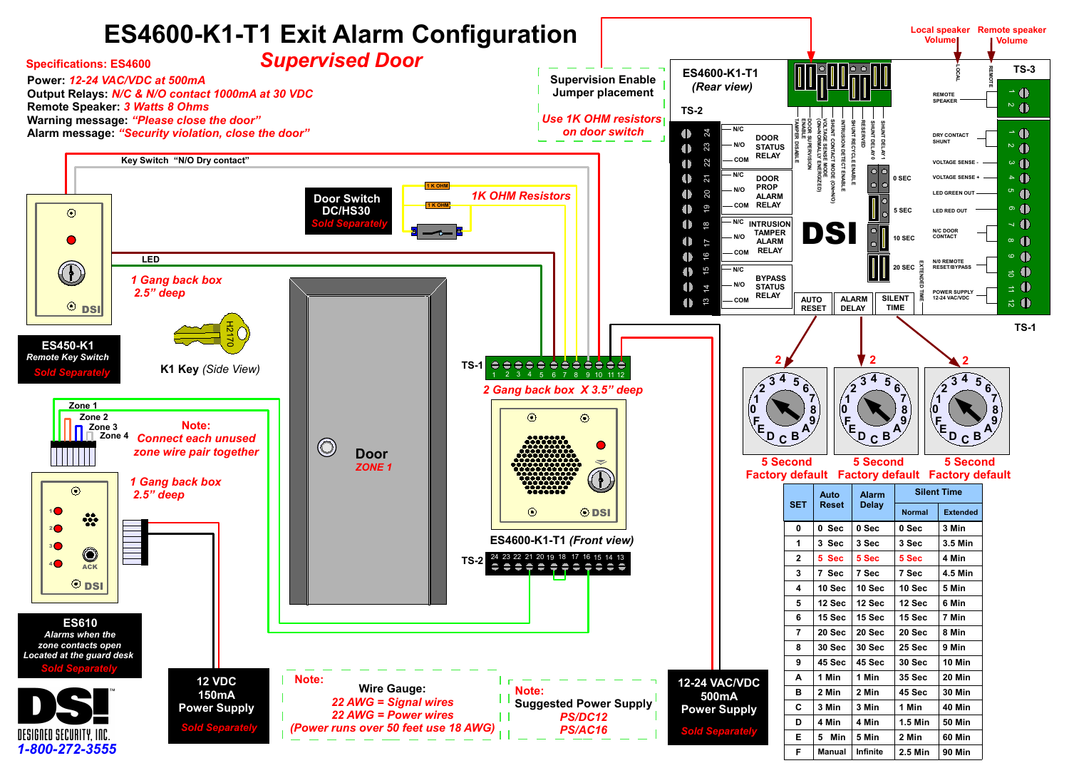# ES4600-K1-T1 Exit Alarm Configuration

## Supervised Door

**Specifications: ES4600**

**Power:** *12-24 VAC/VDC at 500mA*
**Output Relays:** *N/C & N/O contact 1000mA at 30 VDC*
**Remote Speaker:** *3 Watts 8 Ohms*
**Warning message:** *"Please close the door"*
**Alarm message:** *"Security violation, close the door"*

**Supervision Enable Jumper placement**

*Use 1K OHM resistors on door switch*

Local speaker Volume — Remote speaker Volume

**ES4600-K1-T1** *(Rear view)*

TS-2: 24 N/C, 23 N/O, 22 COM — DOOR STATUS RELAY; 21 N/C, 20 N/O, 19 COM — DOOR PROP ALARM RELAY; 18 N/C, 17 N/O, 16 COM — INTRUSION TAMPER ALARM RELAY; 15 N/C, 14 N/O, 13 COM — BYPASS STATUS RELAY

Jumpers: TAMPER DISABLE, DOOR SUPERVISION ENABLE, VOLTAGE SENSE MODE (NORMALLY ENERGIZED), SHUNT CONTACT MODE (OHM/NO), INTRUSION DETECT ENABLE, SHUNT RECYCLE ENABLE, RESERVED, SHUNT DELAY 0, SHUNT DELAY 1

0 SEC, 5 SEC, 10 SEC, 20 SEC, EXTENDED TIME

AUTO RESET, ALARM DELAY, SILENT TIME

TS-3: 1, 2 REMOTE SPEAKER

TS-1: 1, 2 DRY CONTACT SHUNT; 3 VOLTAGE SENSE -; 4 VOLTAGE SENSE +; 5 LED GREEN OUT; 6 LED RED OUT; 7, 8 N/C DOOR CONTACT; 9, 10 N/0 REMOTE RESET/BYPASS; 11, 12 POWER SUPPLY 12-24 VAC/VDC

Key Switch "N/O Dry contact"

LED

**Door Switch DC/HS30** *Sold Separately*

1K OHM Resistors

*1 Gang back box 2.5" deep*

**ES450-K1** *Remote Key Switch* *Sold Separately*

**K1 Key** *(Side View)*

**Door** *ZONE 1*

*2 Gang back box X 3.5" deep*

**ES4600-K1-T1** *(Front view)*

Zone 1, Zone 2, Zone 3, Zone 4

**Note:** *Connect each unused zone wire pair together*

*1 Gang back box 2.5" deep*

**ES610** *Alarms when the zone contacts open Located at the guard desk* *Sold Separately*

**12 VDC 150mA Power Supply** *Sold Separately*

**Note:** Wire Gauge: *22 AWG = Signal wires* *22 AWG = Power wires* *(Power runs over 50 feet use 18 AWG)*

**Note:** Suggested Power Supply *PS/DC12* *PS/AC16*

**12-24 VAC/VDC 500mA Power Supply** *Sold Separately*

2 — 5 Second Factory default | 2 — 5 Second Factory default | 2 — 5 Second Factory default

| SET | Auto Reset | Alarm Delay | Silent Time | |
|---|---|---|---|---|
| | | | Normal | Extended |
| 0 | 0 Sec | 0 Sec | 0 Sec | 3 Min |
| 1 | 3 Sec | 3 Sec | 3 Sec | 3.5 Min |
| 2 | 5 Sec | 5 Sec | 5 Sec | 4 Min |
| 3 | 7 Sec | 7 Sec | 7 Sec | 4.5 Min |
| 4 | 10 Sec | 10 Sec | 10 Sec | 5 Min |
| 5 | 12 Sec | 12 Sec | 12 Sec | 6 Min |
| 6 | 15 Sec | 15 Sec | 15 Sec | 7 Min |
| 7 | 20 Sec | 20 Sec | 20 Sec | 8 Min |
| 8 | 30 Sec | 30 Sec | 25 Sec | 9 Min |
| 9 | 45 Sec | 45 Sec | 30 Sec | 10 Min |
| A | 1 Min | 1 Min | 35 Sec | 20 Min |
| B | 2 Min | 2 Min | 45 Sec | 30 Min |
| C | 3 Min | 3 Min | 1 Min | 40 Min |
| D | 4 Min | 4 Min | 1.5 Min | 50 Min |
| E | 5 Min | 5 Min | 2 Min | 60 Min |
| F | Manual | Infinite | 2.5 Min | 90 Min |

DESIGNED SECURITY, INC.
*1-800-272-3555*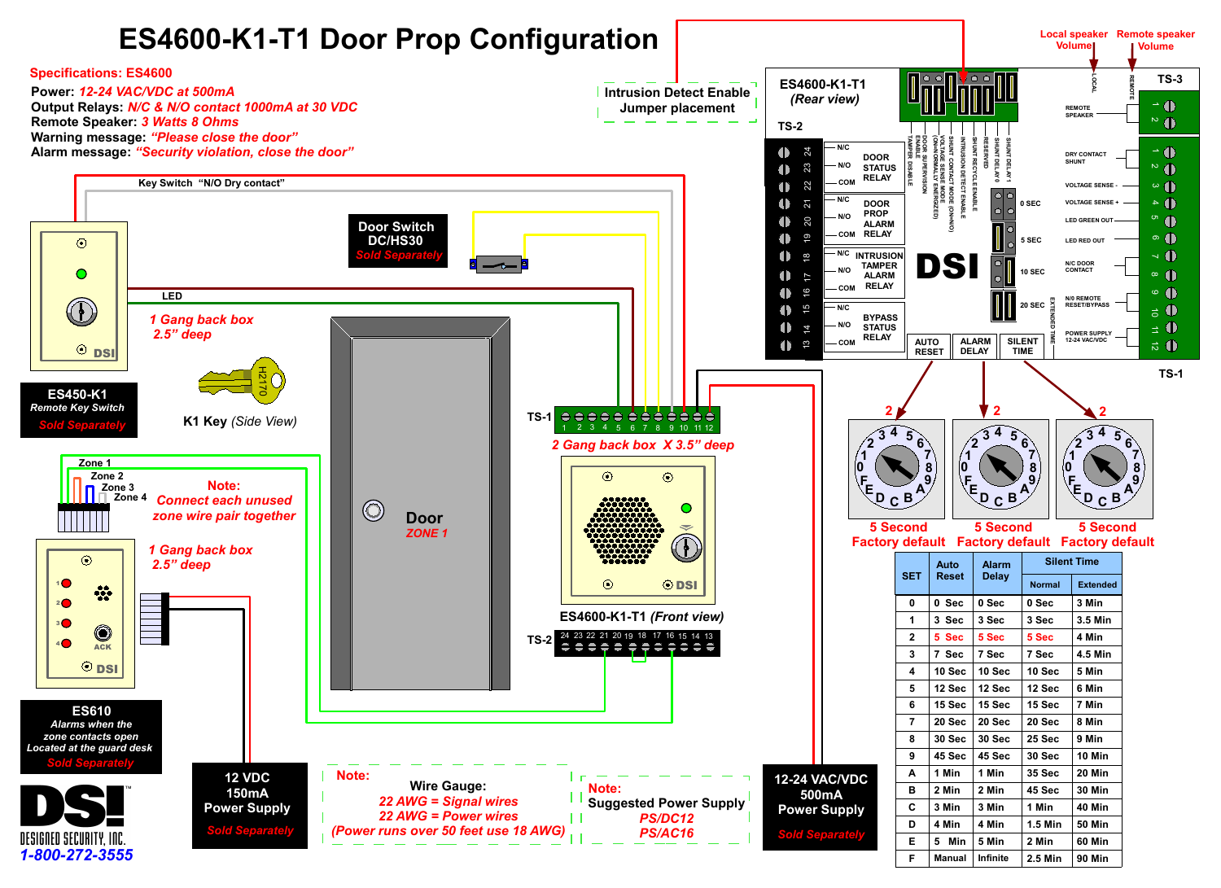# ES4600-K1-T1 Door Prop Configuration

**Specifications: ES4600**

**Power:** *12-24 VAC/VDC at 500mA*
**Output Relays:** *N/C & N/O contact 1000mA at 30 VDC*
**Remote Speaker:** *3 Watts 8 Ohms*
**Warning message:** *"Please close the door"*
**Alarm message:** *"Security violation, close the door"*

Intrusion Detect Enable Jumper placement

Local speaker Volume
Remote speaker Volume

**ES4600-K1-T1** *(Rear view)*

TS-2

| TS-2 | | | |
|---|---|---|---|
| 24 | N/C | DOOR STATUS RELAY | |
| 23 | N/O | | |
| 22 | COM | | |
| 21 | N/C | DOOR PROP ALARM RELAY | |
| 20 | N/O | | |
| 19 | COM | | |
| 18 | N/C | INTRUSION TAMPER ALARM RELAY | |
| 17 | N/O | | |
| 16 | COM | | |
| 15 | N/C | BYPASS STATUS RELAY | |
| 14 | N/O | | |
| 13 | COM | | |

Jumpers: TAMPER DISABLE, DOOR SUPERVISION ENABLE, VOLTAGE SENSE MODE (ON=NORMALLY ENERGIZED), SHUNT CONTACT MODE (ON=N/O), INTRUSION DETECT ENABLE, SHUNT RECYCLE ENABLE, RESERVED, SHUNT DELAY 0, SHUNT DELAY 1

Shunt delay: 0 SEC, 5 SEC, 10 SEC, 20 SEC

EXTENDED TIME

AUTO RESET | ALARM DELAY | SILENT TIME

| TS-3 | |
|---|---|
| 1 | REMOTE SPEAKER |
| 2 | |

| TS-1 | |
|---|---|
| 1 | DRY CONTACT SHUNT |
| 2 | |
| 3 | VOLTAGE SENSE - |
| 4 | VOLTAGE SENSE + |
| 5 | LED GREEN OUT |
| 6 | LED RED OUT |
| 7 | N/C DOOR CONTACT |
| 8 | |
| 9 | N/0 REMOTE RESET/BYPASS |
| 10 | |
| 11 | POWER SUPPLY 12-24 VAC/VDC |
| 12 | |

TS-1

Key Switch "N/O Dry contact"

LED

**Door Switch DC/HS30** *Sold Separately*

*1 Gang back box 2.5" deep*

**ES450-K1** *Remote Key Switch* *Sold Separately*

K1 Key *(Side View)*

**Door** *ZONE 1*

*2 Gang back box X 3.5" deep*

**ES4600-K1-T1** *(Front view)*

Zone 1, Zone 2, Zone 3, Zone 4

**Note:** *Connect each unused zone wire pair together*

*1 Gang back box 2.5" deep*

**ES610** *Alarms when the zone contacts open Located at the guard desk* *Sold Separately*

5 Second Factory default | 5 Second Factory default | 5 Second Factory default

| SET | Auto Reset | Alarm Delay | Silent Time | |
|---|---|---|---|---|
| | | | Normal | Extended |
| 0 | 0 Sec | 0 Sec | 0 Sec | 3 Min |
| 1 | 3 Sec | 3 Sec | 3 Sec | 3.5 Min |
| 2 | 5 Sec | 5 Sec | 5 Sec | 4 Min |
| 3 | 7 Sec | 7 Sec | 7 Sec | 4.5 Min |
| 4 | 10 Sec | 10 Sec | 10 Sec | 5 Min |
| 5 | 12 Sec | 12 Sec | 12 Sec | 6 Min |
| 6 | 15 Sec | 15 Sec | 15 Sec | 7 Min |
| 7 | 20 Sec | 20 Sec | 20 Sec | 8 Min |
| 8 | 30 Sec | 30 Sec | 25 Sec | 9 Min |
| 9 | 45 Sec | 45 Sec | 30 Sec | 10 Min |
| A | 1 Min | 1 Min | 35 Sec | 20 Min |
| B | 2 Min | 2 Min | 45 Sec | 30 Min |
| C | 3 Min | 3 Min | 1 Min | 40 Min |
| D | 4 Min | 4 Min | 1.5 Min | 50 Min |
| E | 5 Min | 5 Min | 2 Min | 60 Min |
| F | Manual | Infinite | 2.5 Min | 90 Min |

**12 VDC 150mA Power Supply** *Sold Separately*

**Note:**
Wire Gauge:
*22 AWG = Signal wires*
*22 AWG = Power wires*
*(Power runs over 50 feet use 18 AWG)*

**Note:**
Suggested Power Supply
*PS/DC12*
*PS/AC16*

**12-24 VAC/VDC 500mA Power Supply** *Sold Separately*

DESIGNED SECURITY, INC.
1-800-272-3555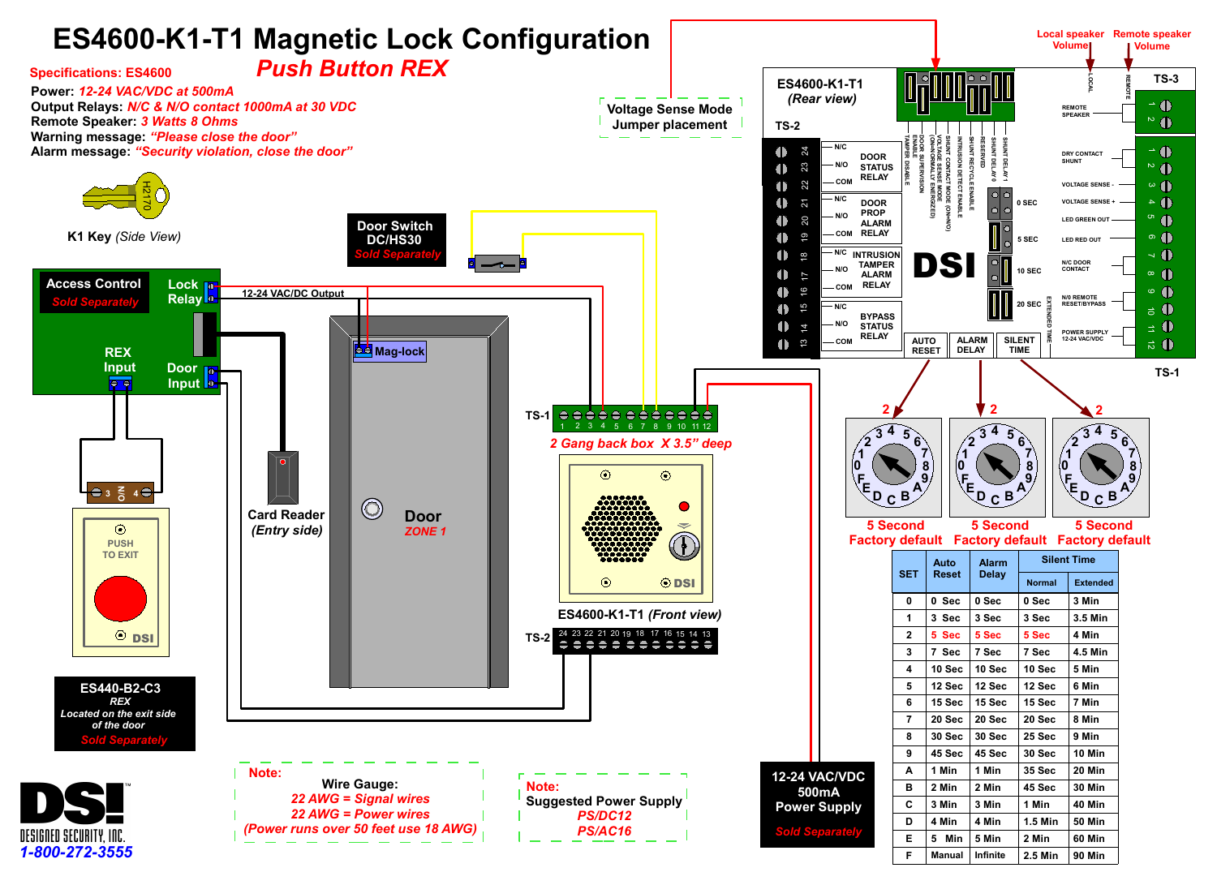# ES4600-K1-T1 Magnetic Lock Configuration

## Push Button REX

**Specifications: ES4600**

**Power:** *12-24 VAC/VDC at 500mA*
**Output Relays:** *N/C & N/O contact 1000mA at 30 VDC*
**Remote Speaker:** *3 Watts 8 Ohms*
**Warning message:** *"Please close the door"*
**Alarm message:** *"Security violation, close the door"*

H2170

**K1 Key** *(Side View)*

Voltage Sense Mode
Jumper placement

Local speaker Volume
Remote speaker Volume

**ES4600-K1-T1**
*(Rear view)*

TS-2

| Terminal | Contact | Relay |
|---|---|---|
| 24 | N/C | DOOR STATUS RELAY |
| 23 | N/O | |
| 22 | COM | |
| 21 | N/C | DOOR PROP ALARM RELAY |
| 20 | N/O | |
| 19 | COM | |
| 18 | N/C | INTRUSION TAMPER ALARM RELAY |
| 17 | N/O | |
| 16 | COM | |
| 15 | N/C | BYPASS STATUS RELAY |
| 14 | N/O | |
| 13 | COM | |

Jumpers: TAMPER DISABLE, DOOR SUPERVISION ENABLE, VOLTAGE SENSE MODE (NORMALLY ENERGIZED), SHUNT CONTACT MODE (OHM/NO), INTRUSION DETECT ENABLE, SHUNT RECYCLE ENABLE, RESERVED, SHUNT DELAY 0, SHUNT DELAY 1

Shunt delay: 0 SEC, 5 SEC, 10 SEC, 20 SEC, EXTENDED TIME

AUTO RESET | ALARM DELAY | SILENT TIME

TS-3

| Terminal | Function |
|---|---|
| 1 | REMOTE SPEAKER |
| 2 | REMOTE SPEAKER |

TS-1

| Terminal | Function |
|---|---|
| 1 | DRY CONTACT SHUNT |
| 2 | DRY CONTACT SHUNT |
| 3 | VOLTAGE SENSE - |
| 4 | VOLTAGE SENSE + |
| 5 | LED GREEN OUT |
| 6 | LED RED OUT |
| 7 | N/C DOOR CONTACT |
| 8 | N/C DOOR CONTACT |
| 9 | N/0 REMOTE RESET/BYPASS |
| 10 | N/0 REMOTE RESET/BYPASS |
| 11 | POWER SUPPLY 12-24 VAC/VDC |
| 12 | POWER SUPPLY 12-24 VAC/VDC |

Access Control
*Sold Separately*

Lock Relay

12-24 VAC/DC Output

REX Input

Door Input

Door Switch DC/HS30
*Sold Separately*

Mag-lock

Card Reader
*(Entry side)*

Door
*ZONE 1*

TS-1 (1–12)

*2 Gang back box X 3.5" deep*

**ES4600-K1-T1** *(Front view)*

TS-2 (24–13)

PUSH TO EXIT

**ES440-B2-C3**
*REX*
*Located on the exit side of the door*
*Sold Separately*

5 Second Factory default | 5 Second Factory default | 5 Second Factory default

| SET | Auto Reset | Alarm Delay | Silent Time | |
|---|---|---|---|---|
| | | | Normal | Extended |
| 0 | 0 Sec | 0 Sec | 0 Sec | 3 Min |
| 1 | 3 Sec | 3 Sec | 3 Sec | 3.5 Min |
| 2 | 5 Sec | 5 Sec | 5 Sec | 4 Min |
| 3 | 7 Sec | 7 Sec | 7 Sec | 4.5 Min |
| 4 | 10 Sec | 10 Sec | 10 Sec | 5 Min |
| 5 | 12 Sec | 12 Sec | 12 Sec | 6 Min |
| 6 | 15 Sec | 15 Sec | 15 Sec | 7 Min |
| 7 | 20 Sec | 20 Sec | 20 Sec | 8 Min |
| 8 | 30 Sec | 30 Sec | 25 Sec | 9 Min |
| 9 | 45 Sec | 45 Sec | 30 Sec | 10 Min |
| A | 1 Min | 1 Min | 35 Sec | 20 Min |
| B | 2 Min | 2 Min | 45 Sec | 30 Min |
| C | 3 Min | 3 Min | 1 Min | 40 Min |
| D | 4 Min | 4 Min | 1.5 Min | 50 Min |
| E | 5 Min | 5 Min | 2 Min | 60 Min |
| F | Manual | Infinite | 2.5 Min | 90 Min |

**Note:**
Wire Gauge:
*22 AWG = Signal wires*
*22 AWG = Power wires*
*(Power runs over 50 feet use 18 AWG)*

**Note:**
Suggested Power Supply
*PS/DC12*
*PS/AC16*

**12-24 VAC/VDC 500mA Power Supply**
*Sold Separately*

DESIGNED SECURITY, INC.
*1-800-272-3555*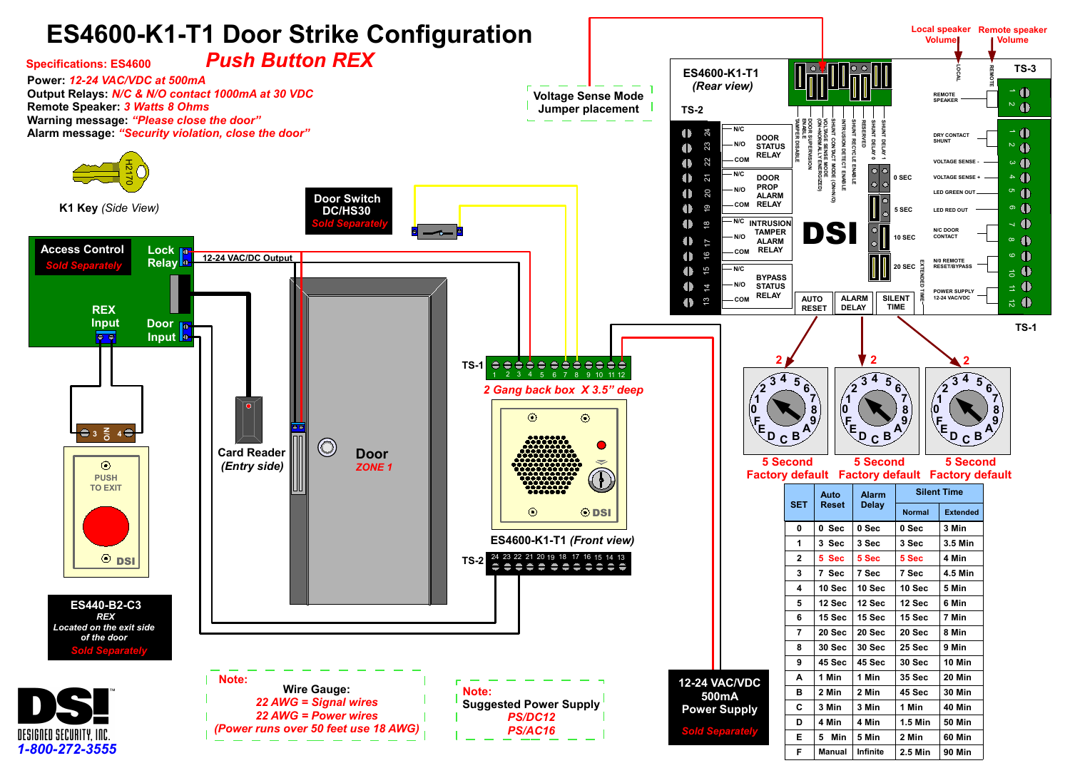# ES4600-K1-T1 Door Strike Configuration

## Push Button REX

**Specifications: ES4600**

**Power:** *12-24 VAC/VDC at 500mA*
**Output Relays:** *N/C & N/O contact 1000mA at 30 VDC*
**Remote Speaker:** *3 Watts 8 Ohms*
**Warning message:** *"Please close the door"*
**Alarm message:** *"Security violation, close the door"*

H2170

**K1 Key** *(Side View)*

Voltage Sense Mode Jumper placement

**ES4600-K1-T1** *(Rear view)*

TS-2

| | | |
|---|---|---|
| 24 | N/C | DOOR STATUS RELAY |
| 23 | N/O | |
| 22 | COM | |
| 21 | N/C | DOOR PROP ALARM RELAY |
| 20 | N/O | |
| 19 | COM | |
| 18 | N/C | INTRUSION TAMPER ALARM RELAY |
| 17 | N/O | |
| 16 | COM | |
| 15 | N/C | BYPASS STATUS RELAY |
| 14 | N/O | |
| 13 | COM | |

TAMPER DISABLE
DOOR SUPERVISION ENABLE
VOLTAGE SENSE MODE (ON=N/O ALL ENERGIZED)
SHUNT CONTACT MODE (ON=N/O)
INTRUSION DETECT ENABLE
SHUNT RECYCLE ENABLE
RESERVED
SHUNT DELAY 0
SHUNT DELAY 1

0 SEC
5 SEC
10 SEC
20 SEC
EXTENDED TIME

AUTO RESET
ALARM DELAY
SILENT TIME

Local speaker Volume
Remote speaker Volume

LOCAL
REMOTE

TS-3

| | |
|---|---|
| 1 | REMOTE SPEAKER |
| 2 | |

TS-1

| | |
|---|---|
| 1 | DRY CONTACT SHUNT |
| 2 | |
| 3 | VOLTAGE SENSE - |
| 4 | VOLTAGE SENSE + |
| 5 | LED GREEN OUT |
| 6 | LED RED OUT |
| 7 | N/C DOOR CONTACT |
| 8 | |
| 9 | N/0 REMOTE RESET/BYPASS |
| 10 | |
| 11 | POWER SUPPLY 12-24 VAC/VDC |
| 12 | |

**Door Switch DC/HS30**
*Sold Separately*

**Access Control**
*Sold Separately*

Lock Relay
12-24 VAC/DC Output
REX Input
Door Input

N/O

PUSH TO EXIT

DSI

**Card Reader** *(Entry side)*

**Door**
*ZONE 1*

TS-1
1 2 3 4 5 6 7 8 9 10 11 12

*2 Gang back box X 3.5" deep*

**ES4600-K1-T1** *(Front view)*

TS-2
24 23 22 21 20 19 18 17 16 15 14 13

5 Second Factory default | 5 Second Factory default | 5 Second Factory default

| SET | Auto Reset | Alarm Delay | Silent Time | |
|---|---|---|---|---|
| | | | Normal | Extended |
| 0 | 0 Sec | 0 Sec | 0 Sec | 3 Min |
| 1 | 3 Sec | 3 Sec | 3 Sec | 3.5 Min |
| 2 | 5 Sec | 5 Sec | 5 Sec | 4 Min |
| 3 | 7 Sec | 7 Sec | 7 Sec | 4.5 Min |
| 4 | 10 Sec | 10 Sec | 10 Sec | 5 Min |
| 5 | 12 Sec | 12 Sec | 12 Sec | 6 Min |
| 6 | 15 Sec | 15 Sec | 15 Sec | 7 Min |
| 7 | 20 Sec | 20 Sec | 20 Sec | 8 Min |
| 8 | 30 Sec | 30 Sec | 25 Sec | 9 Min |
| 9 | 45 Sec | 45 Sec | 30 Sec | 10 Min |
| A | 1 Min | 1 Min | 35 Sec | 20 Min |
| B | 2 Min | 2 Min | 45 Sec | 30 Min |
| C | 3 Min | 3 Min | 1 Min | 40 Min |
| D | 4 Min | 4 Min | 1.5 Min | 50 Min |
| E | 5 Min | 5 Min | 2 Min | 60 Min |
| F | Manual | Infinite | 2.5 Min | 90 Min |

**ES440-B2-C3**
*REX*
*Located on the exit side of the door*
*Sold Separately*

**Note:**
Wire Gauge:
*22 AWG = Signal wires*
*22 AWG = Power wires*
*(Power runs over 50 feet use 18 AWG)*

**Note:**
Suggested Power Supply
*PS/DC12*
*PS/AC16*

**12-24 VAC/VDC 500mA Power Supply**
*Sold Separately*

DSI
DESIGNED SECURITY, INC.
*1-800-272-3555*